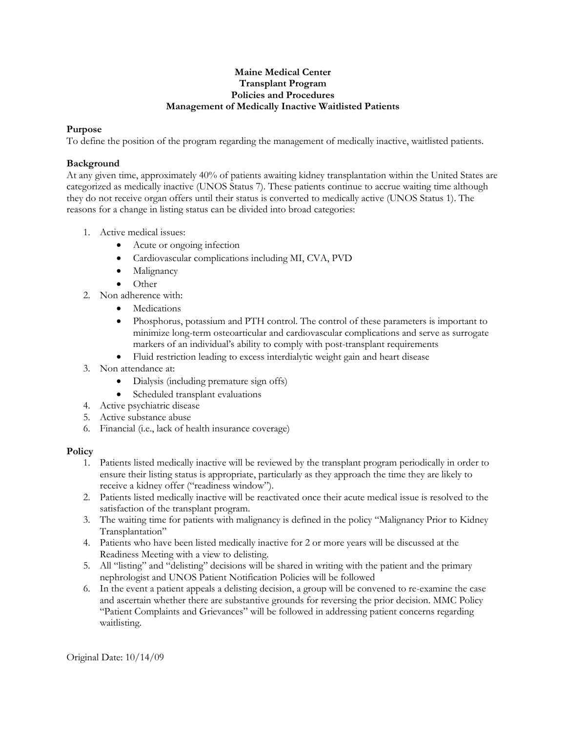# Maine Medical Center
## Transplant Program
## Policies and Procedures
## Management of Medically Inactive Waitlisted Patients

**Purpose**

To define the position of the program regarding the management of medically inactive, waitlisted patients.

**Background**

At any given time, approximately 40% of patients awaiting kidney transplantation within the United States are categorized as medically inactive (UNOS Status 7). These patients continue to accrue waiting time although they do not receive organ offers until their status is converted to medically active (UNOS Status 1). The reasons for a change in listing status can be divided into broad categories:

1. Active medical issues:
   - Acute or ongoing infection
   - Cardiovascular complications including MI, CVA, PVD
   - Malignancy
   - Other
2. Non adherence with:
   - Medications
   - Phosphorus, potassium and PTH control. The control of these parameters is important to minimize long-term osteoarticular and cardiovascular complications and serve as surrogate markers of an individual's ability to comply with post-transplant requirements
   - Fluid restriction leading to excess interdialytic weight gain and heart disease
3. Non attendance at:
   - Dialysis (including premature sign offs)
   - Scheduled transplant evaluations
4. Active psychiatric disease
5. Active substance abuse
6. Financial (i.e., lack of health insurance coverage)

**Policy**

1. Patients listed medically inactive will be reviewed by the transplant program periodically in order to ensure their listing status is appropriate, particularly as they approach the time they are likely to receive a kidney offer ("readiness window").
2. Patients listed medically inactive will be reactivated once their acute medical issue is resolved to the satisfaction of the transplant program.
3. The waiting time for patients with malignancy is defined in the policy "Malignancy Prior to Kidney Transplantation"
4. Patients who have been listed medically inactive for 2 or more years will be discussed at the Readiness Meeting with a view to delisting.
5. All "listing" and "delisting" decisions will be shared in writing with the patient and the primary nephrologist and UNOS Patient Notification Policies will be followed
6. In the event a patient appeals a delisting decision, a group will be convened to re-examine the case and ascertain whether there are substantive grounds for reversing the prior decision. MMC Policy "Patient Complaints and Grievances" will be followed in addressing patient concerns regarding waitlisting.

Original Date: 10/14/09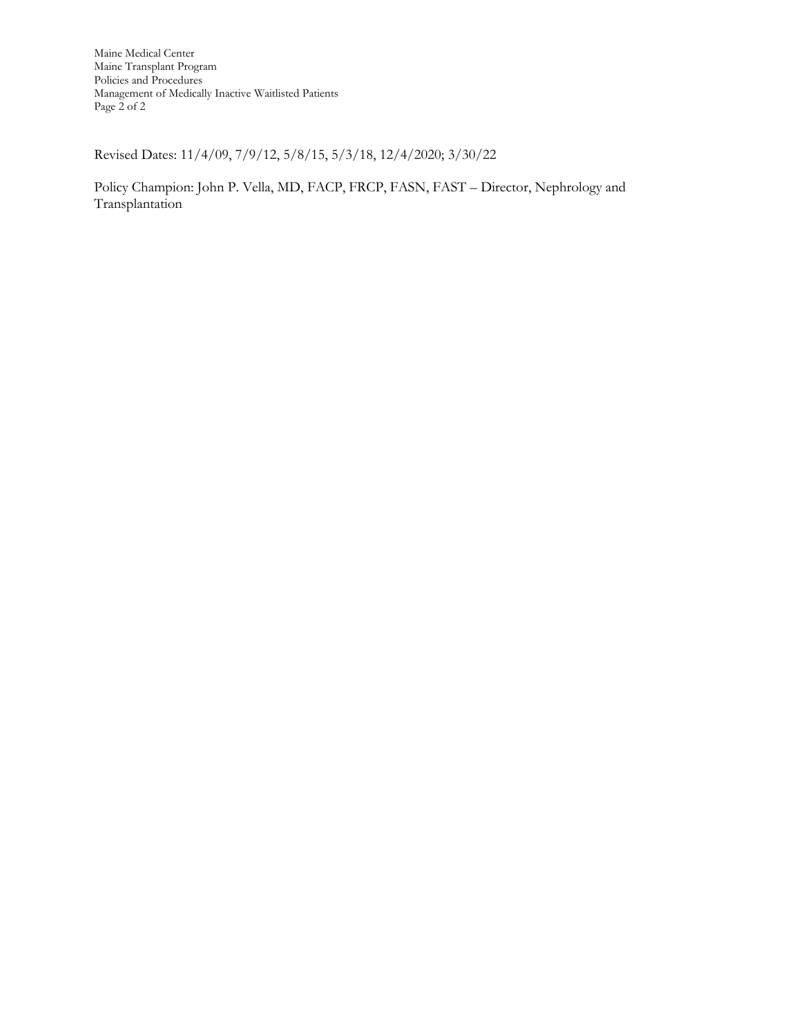Revised Dates: 11/4/09, 7/9/12, 5/8/15, 5/3/18, 12/4/2020; 3/30/22

Policy Champion: John P. Vella, MD, FACP, FRCP, FASN, FAST – Director, Nephrology and Transplantation